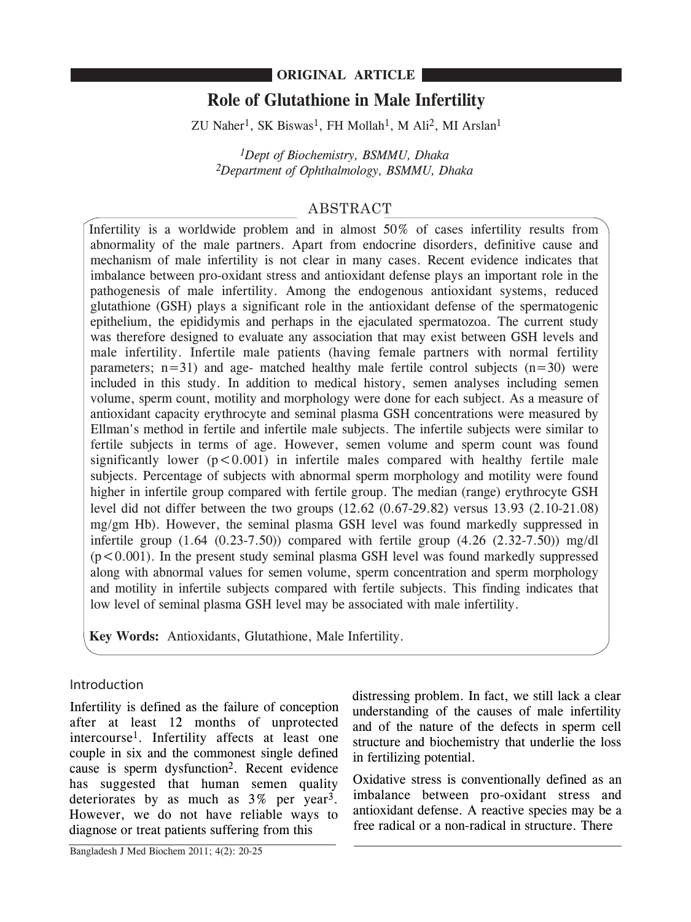**ORIGINAL ARTICLE**

# Role of Glutathione in Male Infertility

ZU Naher[1], SK Biswas[1], FH Mollah[1], M Ali[2], MI Arslan[1]

*[1]Dept of Biochemistry, BSMMU, Dhaka*
*[2]Department of Ophthalmology, BSMMU, Dhaka*

## ABSTRACT

Infertility is a worldwide problem and in almost 50% of cases infertility results from abnormality of the male partners. Apart from endocrine disorders, definitive cause and mechanism of male infertility is not clear in many cases. Recent evidence indicates that imbalance between pro-oxidant stress and antioxidant defense plays an important role in the pathogenesis of male infertility. Among the endogenous antioxidant systems, reduced glutathione (GSH) plays a significant role in the antioxidant defense of the spermatogenic epithelium, the epididymis and perhaps in the ejaculated spermatozoa. The current study was therefore designed to evaluate any association that may exist between GSH levels and male infertility. Infertile male patients (having female partners with normal fertility parameters; n=31) and age- matched healthy male fertile control subjects (n=30) were included in this study. In addition to medical history, semen analyses including semen volume, sperm count, motility and morphology were done for each subject. As a measure of antioxidant capacity erythrocyte and seminal plasma GSH concentrations were measured by Ellman's method in fertile and infertile male subjects. The infertile subjects were similar to fertile subjects in terms of age. However, semen volume and sperm count was found significantly lower ($p<0.001$) in infertile males compared with healthy fertile male subjects. Percentage of subjects with abnormal sperm morphology and motility were found higher in infertile group compared with fertile group. The median (range) erythrocyte GSH level did not differ between the two groups (12.62 (0.67-29.82) versus 13.93 (2.10-21.08) mg/gm Hb). However, the seminal plasma GSH level was found markedly suppressed in infertile group (1.64 (0.23-7.50)) compared with fertile group (4.26 (2.32-7.50)) mg/dl ($p<0.001$). In the present study seminal plasma GSH level was found markedly suppressed along with abnormal values for semen volume, sperm concentration and sperm morphology and motility in infertile subjects compared with fertile subjects. This finding indicates that low level of seminal plasma GSH level may be associated with male infertility.

**Key Words:** Antioxidants, Glutathione, Male Infertility.

## Introduction

Infertility is defined as the failure of conception after at least 12 months of unprotected intercourse[1]. Infertility affects at least one couple in six and the commonest single defined cause is sperm dysfunction[2]. Recent evidence has suggested that human semen quality deteriorates by as much as 3% per year[3]. However, we do not have reliable ways to diagnose or treat patients suffering from this distressing problem. In fact, we still lack a clear understanding of the causes of male infertility and of the nature of the defects in sperm cell structure and biochemistry that underlie the loss in fertilizing potential.

Oxidative stress is conventionally defined as an imbalance between pro-oxidant stress and antioxidant defense. A reactive species may be a free radical or a non-radical in structure. There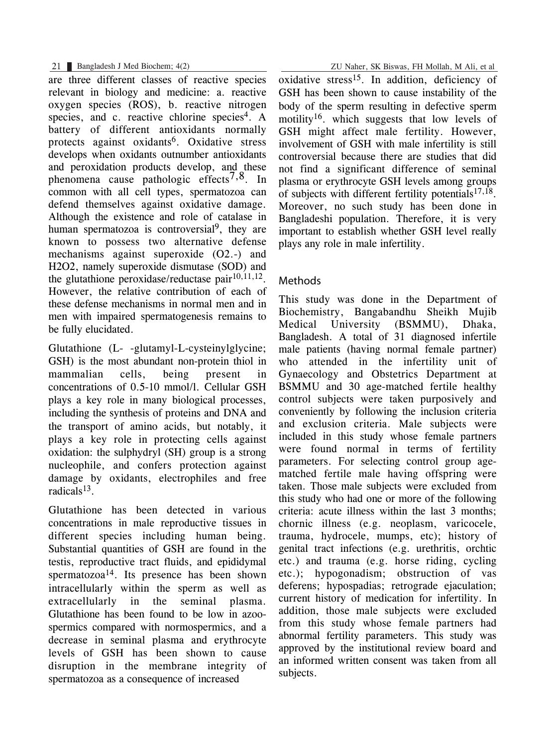are three different classes of reactive species relevant in biology and medicine: a. reactive oxygen species (ROS), b. reactive nitrogen species, and c. reactive chlorine species[4]. A battery of different antioxidants normally protects against oxidants[6]. Oxidative stress develops when oxidants outnumber antioxidants and peroxidation products develop, and these phenomena cause pathologic effects[7,8]. In common with all cell types, spermatozoa can defend themselves against oxidative damage. Although the existence and role of catalase in human spermatozoa is controversial[9], they are known to possess two alternative defense mechanisms against superoxide (O2.-) and H2O2, namely superoxide dismutase (SOD) and the glutathione peroxidase/reductase pair[10,11,12]. However, the relative contribution of each of these defense mechanisms in normal men and in men with impaired spermatogenesis remains to be fully elucidated.

Glutathione (L- -glutamyl-L-cysteinylglycine; GSH) is the most abundant non-protein thiol in mammalian cells, being present in concentrations of 0.5-10 mmol/l. Cellular GSH plays a key role in many biological processes, including the synthesis of proteins and DNA and the transport of amino acids, but notably, it plays a key role in protecting cells against oxidation: the sulphydryl (SH) group is a strong nucleophile, and confers protection against damage by oxidants, electrophiles and free radicals[13].

Glutathione has been detected in various concentrations in male reproductive tissues in different species including human being. Substantial quantities of GSH are found in the testis, reproductive tract fluids, and epididymal spermatozoa[14]. Its presence has been shown intracellularly within the sperm as well as extracellularly in the seminal plasma. Glutathione has been found to be low in azoo-spermics compared with normospermics, and a decrease in seminal plasma and erythrocyte levels of GSH has been shown to cause disruption in the membrane integrity of spermatozoa as a consequence of increased oxidative stress[15]. In addition, deficiency of GSH has been shown to cause instability of the body of the sperm resulting in defective sperm motility[16]. which suggests that low levels of GSH might affect male fertility. However, involvement of GSH with male infertility is still controversial because there are studies that did not find a significant difference of seminal plasma or erythrocyte GSH levels among groups of subjects with different fertility potentials[17,18]. Moreover, no such study has been done in Bangladeshi population. Therefore, it is very important to establish whether GSH level really plays any role in male infertility.

## Methods

This study was done in the Department of Biochemistry, Bangabandhu Sheikh Mujib Medical University (BSMMU), Dhaka, Bangladesh. A total of 31 diagnosed infertile male patients (having normal female partner) who attended in the infertility unit of Gynaecology and Obstetrics Department at BSMMU and 30 age-matched fertile healthy control subjects were taken purposively and conveniently by following the inclusion criteria and exclusion criteria. Male subjects were included in this study whose female partners were found normal in terms of fertility parameters. For selecting control group age-matched fertile male having offspring were taken. Those male subjects were excluded from this study who had one or more of the following criteria: acute illness within the last 3 months; chornic illness (e.g. neoplasm, varicocele, trauma, hydrocele, mumps, etc); history of genital tract infections (e.g. urethritis, orchtic etc.) and trauma (e.g. horse riding, cycling etc.); hypogonadism; obstruction of vas deferens; hypospadias; retrograde ejaculation; current history of medication for infertility. In addition, those male subjects were excluded from this study whose female partners had abnormal fertility parameters. This study was approved by the institutional review board and an informed written consent was taken from all subjects.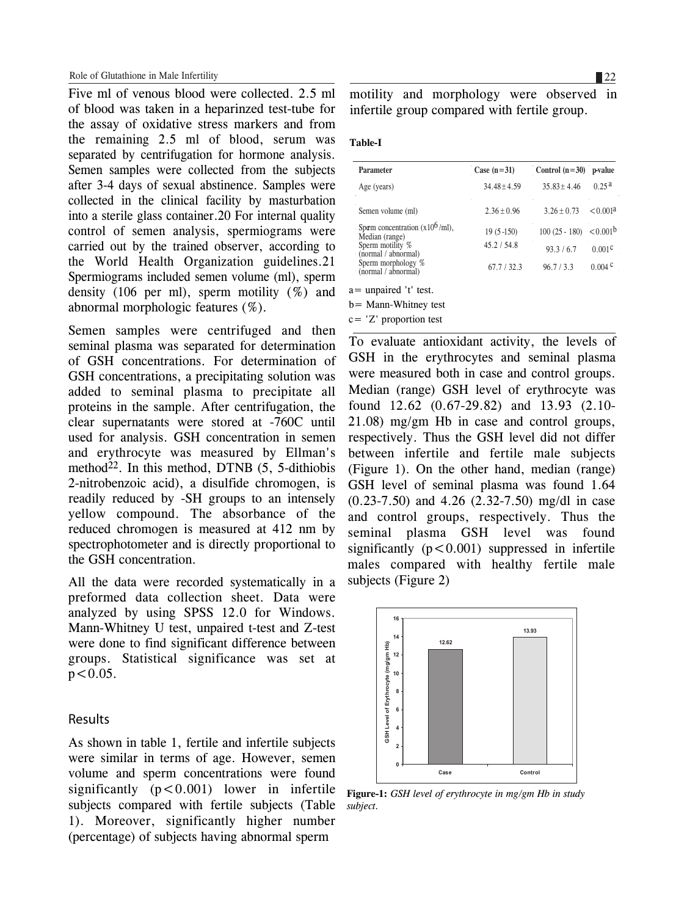Five ml of venous blood were collected. 2.5 ml of blood was taken in a heparinzed test-tube for the assay of oxidative stress markers and from the remaining 2.5 ml of blood, serum was separated by centrifugation for hormone analysis. Semen samples were collected from the subjects after 3-4 days of sexual abstinence. Samples were collected in the clinical facility by masturbation into a sterile glass container.[20] For internal quality control of semen analysis, spermiograms were carried out by the trained observer, according to the World Health Organization guidelines.[21] Spermiograms included semen volume (ml), sperm density ($10^6$ per ml), sperm motility (%) and abnormal morphologic features (%).

Semen samples were centrifuged and then seminal plasma was separated for determination of GSH concentrations. For determination of GSH concentrations, a precipitating solution was added to seminal plasma to precipitate all proteins in the sample. After centrifugation, the clear supernatants were stored at -760C until used for analysis. GSH concentration in semen and erythrocyte was measured by Ellman's method[22]. In this method, DTNB (5, 5-dithiobis 2-nitrobenzoic acid), a disulfide chromogen, is readily reduced by -SH groups to an intensely yellow compound. The absorbance of the reduced chromogen is measured at 412 nm by spectrophotometer and is directly proportional to the GSH concentration.

All the data were recorded systematically in a preformed data collection sheet. Data were analyzed by using SPSS 12.0 for Windows. Mann-Whitney U test, unpaired t-test and Z-test were done to find significant difference between groups. Statistical significance was set at $p<0.05$.

## Results

As shown in table 1, fertile and infertile subjects were similar in terms of age. However, semen volume and sperm concentrations were found significantly ($p<0.001$) lower in infertile subjects compared with fertile subjects (Table 1). Moreover, significantly higher number (percentage) of subjects having abnormal sperm motility and morphology were observed in infertile group compared with fertile group.

**Table-I**

| Parameter | Case (n=31) | Control (n=30) | p-value |
|---|---|---|---|
| Age (years) | 34.48 ± 4.59 | 35.83 ± 4.46 | 0.25[a] |
| Semen volume (ml) | 2.36 ± 0.96 | 3.26 ± 0.73 | <0.001[a] |
| Sperm concentration ($\times 10^6$/ml), Median (range) | 19 (5-150) | 100 (25 - 180) | <0.001[b] |
| Sperm motility % (normal / abnormal) | 45.2 / 54.8 | 93.3 / 6.7 | 0.001[c] |
| Sperm morphology % (normal / abnormal) | 67.7 / 32.3 | 96.7 / 3.3 | 0.004[c] |

a= unpaired 't' test.

b= Mann-Whitney test

c= 'Z' proportion test

To evaluate antioxidant activity, the levels of GSH in the erythrocytes and seminal plasma were measured both in case and control groups. Median (range) GSH level of erythrocyte was found 12.62 (0.67-29.82) and 13.93 (2.10-21.08) mg/gm Hb in case and control groups, respectively. Thus the GSH level did not differ between infertile and fertile male subjects (Figure 1). On the other hand, median (range) GSH level of seminal plasma was found 1.64 (0.23-7.50) and 4.26 (2.32-7.50) mg/dl in case and control groups, respectively. Thus the seminal plasma GSH level was found significantly ($p<0.001$) suppressed in infertile males compared with healthy fertile male subjects (Figure 2)

**Figure-1:** *GSH level of erythrocyte in mg/gm Hb in study subject.*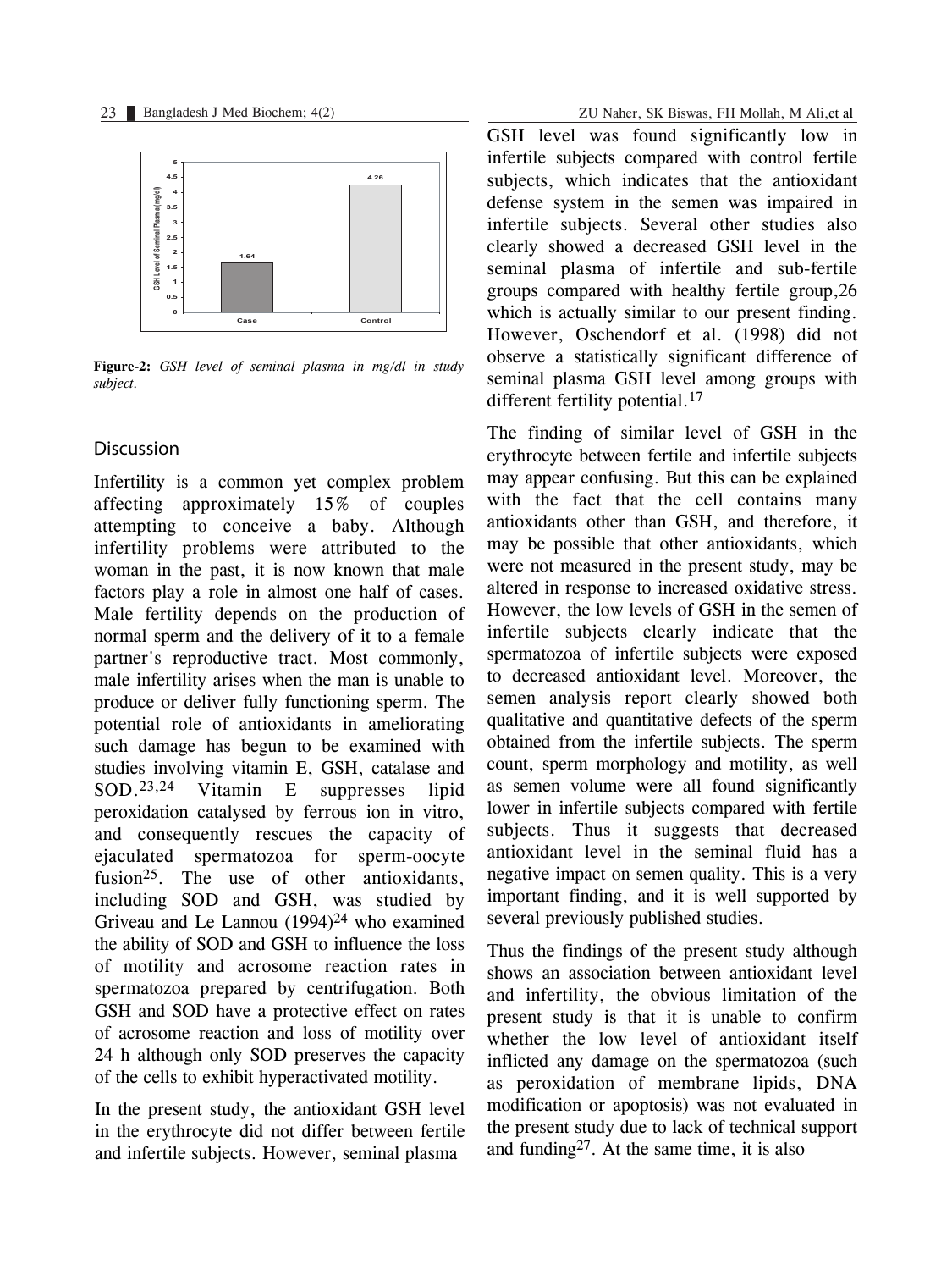**Figure-2:** *GSH level of seminal plasma in mg/dl in study subject.*

## Discussion

Infertility is a common yet complex problem affecting approximately 15% of couples attempting to conceive a baby. Although infertility problems were attributed to the woman in the past, it is now known that male factors play a role in almost one half of cases. Male fertility depends on the production of normal sperm and the delivery of it to a female partner's reproductive tract. Most commonly, male infertility arises when the man is unable to produce or deliver fully functioning sperm. The potential role of antioxidants in ameliorating such damage has begun to be examined with studies involving vitamin E, GSH, catalase and SOD.[23,24] Vitamin E suppresses lipid peroxidation catalysed by ferrous ion in vitro, and consequently rescues the capacity of ejaculated spermatozoa for sperm-oocyte fusion[25]. The use of other antioxidants, including SOD and GSH, was studied by Griveau and Le Lannou (1994)[24] who examined the ability of SOD and GSH to influence the loss of motility and acrosome reaction rates in spermatozoa prepared by centrifugation. Both GSH and SOD have a protective effect on rates of acrosome reaction and loss of motility over 24 h although only SOD preserves the capacity of the cells to exhibit hyperactivated motility.

In the present study, the antioxidant GSH level in the erythrocyte did not differ between fertile and infertile subjects. However, seminal plasma GSH level was found significantly low in infertile subjects compared with control fertile subjects, which indicates that the antioxidant defense system in the semen was impaired in infertile subjects. Several other studies also clearly showed a decreased GSH level in the seminal plasma of infertile and sub-fertile groups compared with healthy fertile group,26 which is actually similar to our present finding. However, Oschendorf et al. (1998) did not observe a statistically significant difference of seminal plasma GSH level among groups with different fertility potential.[17]

The finding of similar level of GSH in the erythrocyte between fertile and infertile subjects may appear confusing. But this can be explained with the fact that the cell contains many antioxidants other than GSH, and therefore, it may be possible that other antioxidants, which were not measured in the present study, may be altered in response to increased oxidative stress. However, the low levels of GSH in the semen of infertile subjects clearly indicate that the spermatozoa of infertile subjects were exposed to decreased antioxidant level. Moreover, the semen analysis report clearly showed both qualitative and quantitative defects of the sperm obtained from the infertile subjects. The sperm count, sperm morphology and motility, as well as semen volume were all found significantly lower in infertile subjects compared with fertile subjects. Thus it suggests that decreased antioxidant level in the seminal fluid has a negative impact on semen quality. This is a very important finding, and it is well supported by several previously published studies.

Thus the findings of the present study although shows an association between antioxidant level and infertility, the obvious limitation of the present study is that it is unable to confirm whether the low level of antioxidant itself inflicted any damage on the spermatozoa (such as peroxidation of membrane lipids, DNA modification or apoptosis) was not evaluated in the present study due to lack of technical support and funding[27]. At the same time, it is also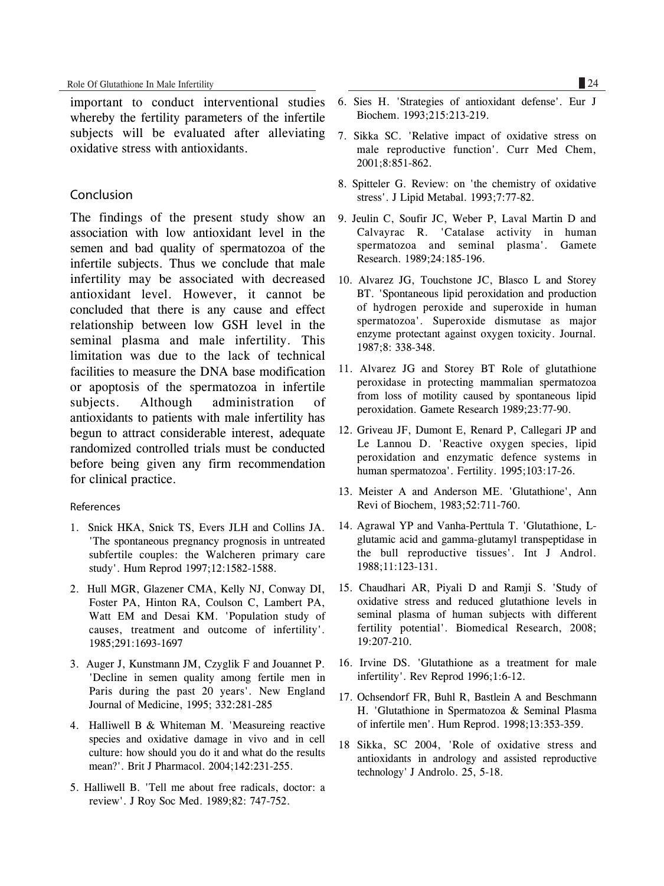important to conduct interventional studies whereby the fertility parameters of the infertile subjects will be evaluated after alleviating oxidative stress with antioxidants.

## Conclusion

The findings of the present study show an association with low antioxidant level in the semen and bad quality of spermatozoa of the infertile subjects. Thus we conclude that male infertility may be associated with decreased antioxidant level. However, it cannot be concluded that there is any cause and effect relationship between low GSH level in the seminal plasma and male infertility. This limitation was due to the lack of technical facilities to measure the DNA base modification or apoptosis of the spermatozoa in infertile subjects. Although administration of antioxidants to patients with male infertility has begun to attract considerable interest, adequate randomized controlled trials must be conducted before being given any firm recommendation for clinical practice.

### References

1. Snick HKA, Snick TS, Evers JLH and Collins JA. 'The spontaneous pregnancy prognosis in untreated subfertile couples: the Walcheren primary care study'. Hum Reprod 1997;12:1582-1588.
2. Hull MGR, Glazener CMA, Kelly NJ, Conway DI, Foster PA, Hinton RA, Coulson C, Lambert PA, Watt EM and Desai KM. 'Population study of causes, treatment and outcome of infertility'. 1985;291:1693-1697
3. Auger J, Kunstmann JM, Czyglik F and Jouannet P. 'Decline in semen quality among fertile men in Paris during the past 20 years'. New England Journal of Medicine, 1995; 332:281-285
4. Halliwell B & Whiteman M. 'Measureing reactive species and oxidative damage in vivo and in cell culture: how should you do it and what do the results mean?'. Brit J Pharmacol. 2004;142:231-255.
5. Halliwell B. 'Tell me about free radicals, doctor: a review'. J Roy Soc Med. 1989;82: 747-752.
6. Sies H. 'Strategies of antioxidant defense'. Eur J Biochem. 1993;215:213-219.
7. Sikka SC. 'Relative impact of oxidative stress on male reproductive function'. Curr Med Chem, 2001;8:851-862.
8. Spitteler G. Review: on 'the chemistry of oxidative stress'. J Lipid Metabal. 1993;7:77-82.
9. Jeulin C, Soufir JC, Weber P, Laval Martin D and Calvayrac R. 'Catalase activity in human spermatozoa and seminal plasma'. Gamete Research. 1989;24:185-196.
10. Alvarez JG, Touchstone JC, Blasco L and Storey BT. 'Spontaneous lipid peroxidation and production of hydrogen peroxide and superoxide in human spermatozoa'. Superoxide dismutase as major enzyme protectant against oxygen toxicity. Journal. 1987;8: 338-348.
11. Alvarez JG and Storey BT Role of glutathione peroxidase in protecting mammalian spermatozoa from loss of motility caused by spontaneous lipid peroxidation. Gamete Research 1989;23:77-90.
12. Griveau JF, Dumont E, Renard P, Callegari JP and Le Lannou D. 'Reactive oxygen species, lipid peroxidation and enzymatic defence systems in human spermatozoa'. Fertility. 1995;103:17-26.
13. Meister A and Anderson ME. 'Glutathione', Ann Revi of Biochem, 1983;52:711-760.
14. Agrawal YP and Vanha-Perttula T. 'Glutathione, L-glutamic acid and gamma-glutamyl transpeptidase in the bull reproductive tissues'. Int J Androl. 1988;11:123-131.
15. Chaudhari AR, Piyali D and Ramji S. 'Study of oxidative stress and reduced glutathione levels in seminal plasma of human subjects with different fertility potential'. Biomedical Research, 2008; 19:207-210.
16. Irvine DS. 'Glutathione as a treatment for male infertility'. Rev Reprod 1996;1:6-12.
17. Ochsendorf FR, Buhl R, Bastlein A and Beschmann H. 'Glutathione in Spermatozoa & Seminal Plasma of infertile men'. Hum Reprod. 1998;13:353-359.
18. Sikka, SC 2004, 'Role of oxidative stress and antioxidants in andrology and assisted reproductive technology' J Androlo. 25, 5-18.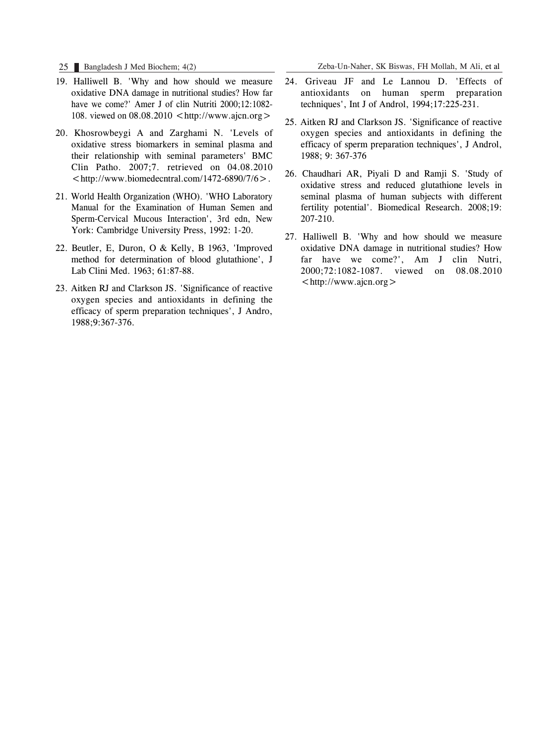19. Halliwell B. 'Why and how should we measure oxidative DNA damage in nutritional studies? How far have we come?' Amer J of clin Nutriti 2000;12:1082-108. viewed on 08.08.2010 <http://www.ajcn.org>

20. Khosrowbeygi A and Zarghami N. 'Levels of oxidative stress biomarkers in seminal plasma and their relationship with seminal parameters' BMC Clin Patho. 2007;7. retrieved on 04.08.2010 <http://www.biomedecntral.com/1472-6890/7/6>.

21. World Health Organization (WHO). 'WHO Laboratory Manual for the Examination of Human Semen and Sperm-Cervical Mucous Interaction', 3rd edn, New York: Cambridge University Press, 1992: 1-20.

22. Beutler, E, Duron, O & Kelly, B 1963, 'Improved method for determination of blood glutathione', J Lab Clini Med. 1963; 61:87-88.

23. Aitken RJ and Clarkson JS. 'Significance of reactive oxygen species and antioxidants in defining the efficacy of sperm preparation techniques', J Andro, 1988;9:367-376.

24. Griveau JF and Le Lannou D. 'Effects of antioxidants on human sperm preparation techniques', Int J of Androl, 1994;17:225-231.

25. Aitken RJ and Clarkson JS. 'Significance of reactive oxygen species and antioxidants in defining the efficacy of sperm preparation techniques', J Androl, 1988; 9: 367-376

26. Chaudhari AR, Piyali D and Ramji S. 'Study of oxidative stress and reduced glutathione levels in seminal plasma of human subjects with different fertility potential'. Biomedical Research. 2008;19: 207-210.

27. Halliwell B. 'Why and how should we measure oxidative DNA damage in nutritional studies? How far have we come?', Am J clin Nutri, 2000;72:1082-1087. viewed on 08.08.2010 <http://www.ajcn.org>